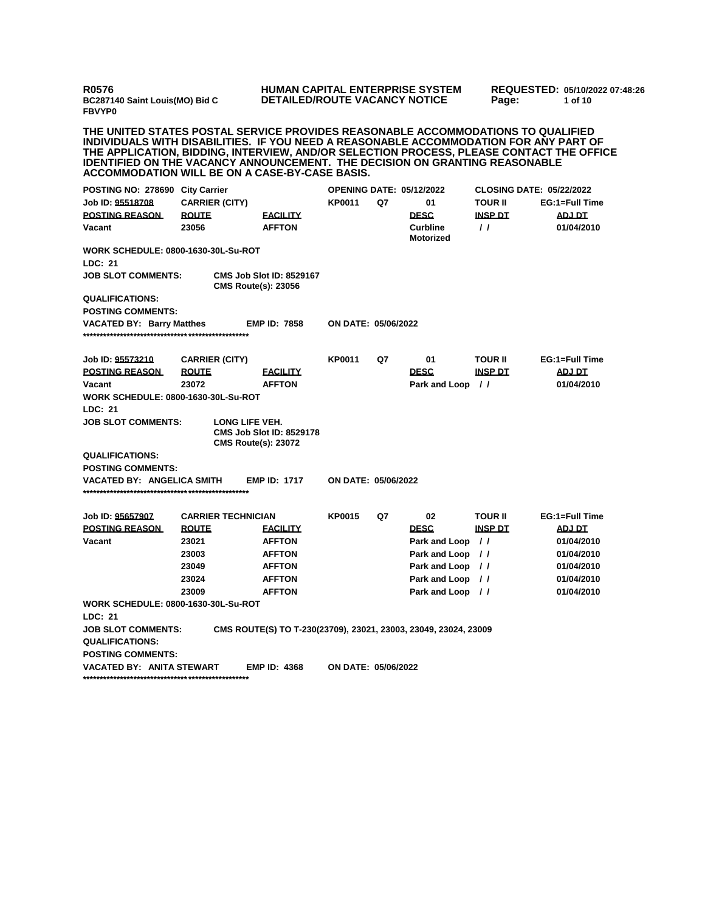R0576
BC287140 Saint Louis(MO) Bid C
FBVYP0

**HUMAN CAPITAL ENTERPRISE SYSTEM**
**DETAILED/ROUTE VACANCY NOTICE**

**REQUESTED: 05/10/2022 07:48:26**

**THE UNITED STATES POSTAL SERVICE PROVIDES REASONABLE ACCOMMODATIONS TO QUALIFIED INDIVIDUALS WITH DISABILITIES. IF YOU NEED A REASONABLE ACCOMMODATION FOR ANY PART OF THE APPLICATION, BIDDING, INTERVIEW, AND/OR SELECTION PROCESS, PLEASE CONTACT THE OFFICE IDENTIFIED ON THE VACANCY ANNOUNCEMENT. THE DECISION ON GRANTING REASONABLE ACCOMMODATION WILL BE ON A CASE-BY-CASE BASIS.**

**POSTING NO: 278690 City Carrier** | **OPENING DATE: 05/12/2022** | **CLOSING DATE: 05/22/2022**

| Job ID: 95518708 | CARRIER (CITY) | | KP0011 | Q7 | 01 | TOUR II | EG:1=Full Time |
|---|---|---|---|---|---|---|---|
| POSTING REASON | ROUTE | FACILITY | | | DESC | INSP DT | ADJ DT |
| Vacant | 23056 | AFFTON | | | Curbline Motorized | / / | 01/04/2010 |

**WORK SCHEDULE: 0800-1630-30L-Su-ROT**
**LDC: 21**
**JOB SLOT COMMENTS:** CMS Job Slot ID: 8529167
CMS Route(s): 23056
**QUALIFICATIONS:**
**POSTING COMMENTS:**
**VACATED BY: Barry Matthes** **EMP ID: 7858** **ON DATE: 05/06/2022**
*****************************************************

| Job ID: 95573210 | CARRIER (CITY) | | KP0011 | Q7 | 01 | TOUR II | EG:1=Full Time |
|---|---|---|---|---|---|---|---|
| POSTING REASON | ROUTE | FACILITY | | | DESC | INSP DT | ADJ DT |
| Vacant | 23072 | AFFTON | | | Park and Loop | / / | 01/04/2010 |

**WORK SCHEDULE: 0800-1630-30L-Su-ROT**
**LDC: 21**
**JOB SLOT COMMENTS:** LONG LIFE VEH.
CMS Job Slot ID: 8529178
CMS Route(s): 23072
**QUALIFICATIONS:**
**POSTING COMMENTS:**
**VACATED BY: ANGELICA SMITH** **EMP ID: 1717** **ON DATE: 05/06/2022**
*****************************************************

| Job ID: 95657907 | CARRIER TECHNICIAN | | KP0015 | Q7 | 02 | TOUR II | EG:1=Full Time |
|---|---|---|---|---|---|---|---|
| POSTING REASON | ROUTE | FACILITY | | | DESC | INSP DT | ADJ DT |
| Vacant | 23021 | AFFTON | | | Park and Loop | / / | 01/04/2010 |
| | 23003 | AFFTON | | | Park and Loop | / / | 01/04/2010 |
| | 23049 | AFFTON | | | Park and Loop | / / | 01/04/2010 |
| | 23024 | AFFTON | | | Park and Loop | / / | 01/04/2010 |
| | 23009 | AFFTON | | | Park and Loop | / / | 01/04/2010 |

**WORK SCHEDULE: 0800-1630-30L-Su-ROT**
**LDC: 21**
**JOB SLOT COMMENTS:** CMS ROUTE(S) TO T-230(23709), 23021, 23003, 23049, 23024, 23009
**QUALIFICATIONS:**
**POSTING COMMENTS:**
**VACATED BY: ANITA STEWART** **EMP ID: 4368** **ON DATE: 05/06/2022**
*****************************************************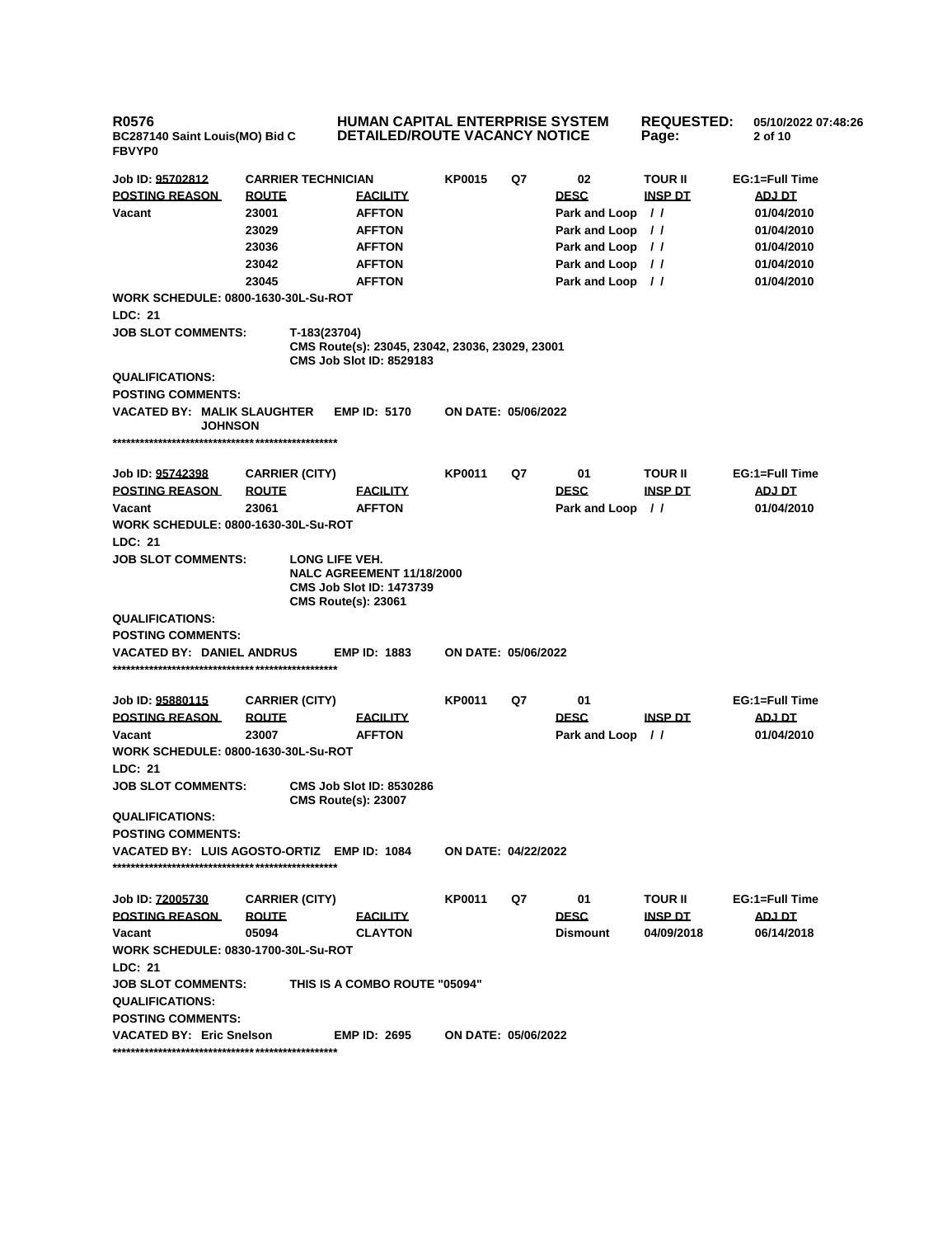**R0576** **HUMAN CAPITAL ENTERPRISE SYSTEM** **REQUESTED:** 05/10/2022 07:48:26

**BC287140 Saint Louis(MO) Bid C** **DETAILED/ROUTE VACANCY NOTICE**

**FBVYP0**

---

**Job ID: 95702812** | **CARRIER TECHNICIAN** | **KP0015** | **Q7** | **02** | **TOUR II** | **EG:1=Full Time**

| POSTING REASON | ROUTE | FACILITY | DESC | INSP DT | ADJ DT |
|---|---|---|---|---|---|
| Vacant | 23001 | AFFTON | Park and Loop | / / | 01/04/2010 |
| | 23029 | AFFTON | Park and Loop | / / | 01/04/2010 |
| | 23036 | AFFTON | Park and Loop | / / | 01/04/2010 |
| | 23042 | AFFTON | Park and Loop | / / | 01/04/2010 |
| | 23045 | AFFTON | Park and Loop | / / | 01/04/2010 |

**WORK SCHEDULE: 0800-1630-30L-Su-ROT**

**LDC: 21**

**JOB SLOT COMMENTS:** T-183(23704)
CMS Route(s): 23045, 23042, 23036, 23029, 23001
CMS Job Slot ID: 8529183

**QUALIFICATIONS:**

**POSTING COMMENTS:**

**VACATED BY:** MALIK SLAUGHTER JOHNSON **EMP ID:** 5170 **ON DATE:** 05/06/2022

**************************************************

**Job ID: 95742398** | **CARRIER (CITY)** | **KP0011** | **Q7** | **01** | **TOUR II** | **EG:1=Full Time**

| POSTING REASON | ROUTE | FACILITY | DESC | INSP DT | ADJ DT |
|---|---|---|---|---|---|
| Vacant | 23061 | AFFTON | Park and Loop | / / | 01/04/2010 |

**WORK SCHEDULE: 0800-1630-30L-Su-ROT**

**LDC: 21**

**JOB SLOT COMMENTS:** LONG LIFE VEH.
NALC AGREEMENT 11/18/2000
CMS Job Slot ID: 1473739
CMS Route(s): 23061

**QUALIFICATIONS:**

**POSTING COMMENTS:**

**VACATED BY:** DANIEL ANDRUS **EMP ID:** 1883 **ON DATE:** 05/06/2022

**************************************************

**Job ID: 95880115** | **CARRIER (CITY)** | **KP0011** | **Q7** | **01** | | **EG:1=Full Time**

| POSTING REASON | ROUTE | FACILITY | DESC | INSP DT | ADJ DT |
|---|---|---|---|---|---|
| Vacant | 23007 | AFFTON | Park and Loop | / / | 01/04/2010 |

**WORK SCHEDULE: 0800-1630-30L-Su-ROT**

**LDC: 21**

**JOB SLOT COMMENTS:** CMS Job Slot ID: 8530286
CMS Route(s): 23007

**QUALIFICATIONS:**

**POSTING COMMENTS:**

**VACATED BY:** LUIS AGOSTO-ORTIZ **EMP ID:** 1084 **ON DATE:** 04/22/2022

**************************************************

**Job ID: 72005730** | **CARRIER (CITY)** | **KP0011** | **Q7** | **01** | **TOUR II** | **EG:1=Full Time**

| POSTING REASON | ROUTE | FACILITY | DESC | INSP DT | ADJ DT |
|---|---|---|---|---|---|
| Vacant | 05094 | CLAYTON | Dismount | 04/09/2018 | 06/14/2018 |

**WORK SCHEDULE: 0830-1700-30L-Su-ROT**

**LDC: 21**

**JOB SLOT COMMENTS:** THIS IS A COMBO ROUTE "05094"

**QUALIFICATIONS:**

**POSTING COMMENTS:**

**VACATED BY:** Eric Snelson **EMP ID:** 2695 **ON DATE:** 05/06/2022

**************************************************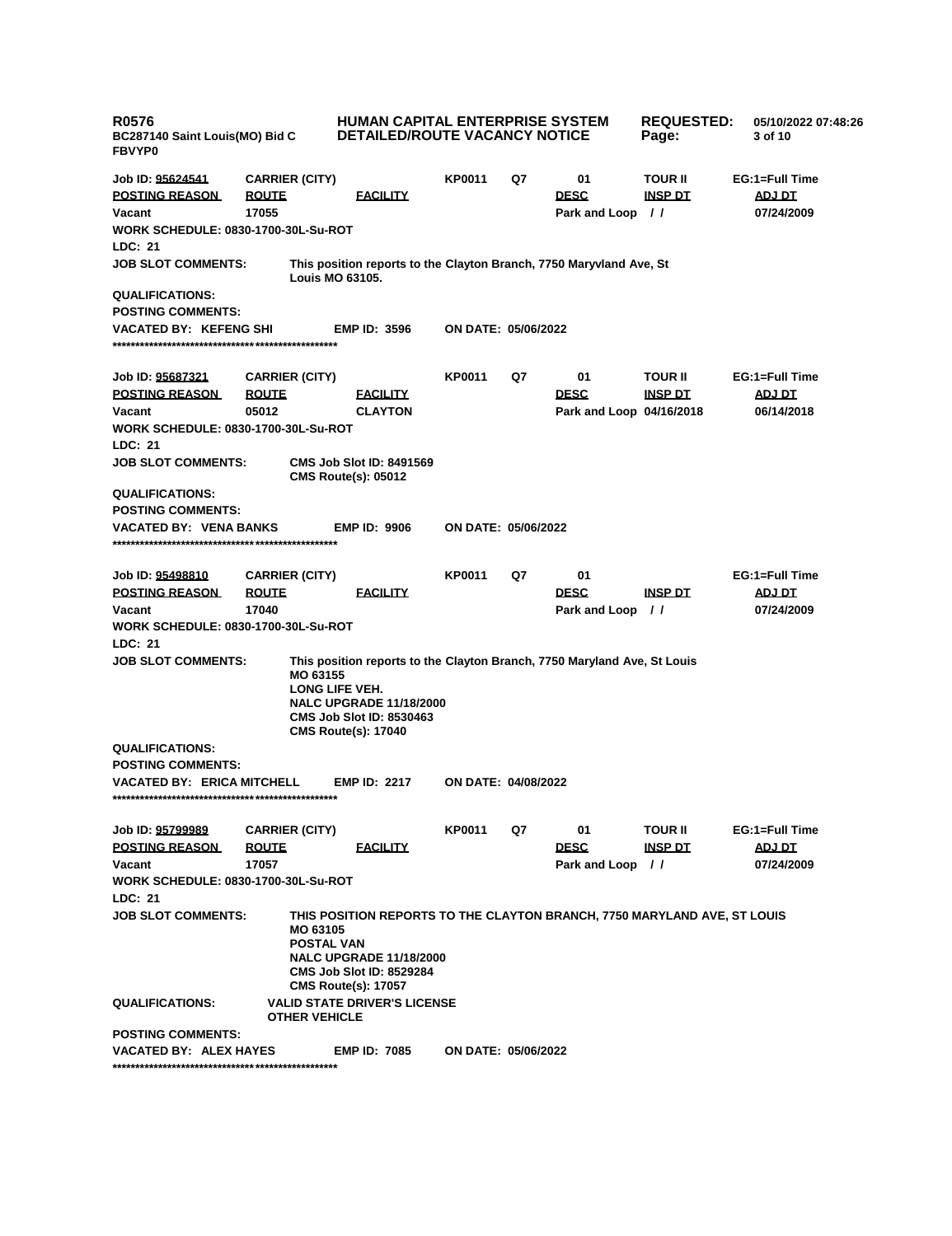**R0576** **HUMAN CAPITAL ENTERPRISE SYSTEM** **REQUESTED:** 05/10/2022 07:48:26
BC287140 Saint Louis(MO) Bid C **DETAILED/ROUTE VACANCY NOTICE**
FBVYP0

---

| Job ID: 95624541 | CARRIER (CITY) | | KP0011 | Q7 | 01 | TOUR II | EG:1=Full Time |
|---|---|---|---|---|---|---|---|
| **POSTING REASON** | **ROUTE** | **FACILITY** | | | **DESC** | **INSP DT** | **ADJ DT** |
| Vacant | 17055 | | | | Park and Loop | / / | 07/24/2009 |

**WORK SCHEDULE:** 0830-1700-30L-Su-ROT
**LDC:** 21
**JOB SLOT COMMENTS:** This position reports to the Clayton Branch, 7750 Maryvland Ave, St Louis MO 63105.
**QUALIFICATIONS:**
**POSTING COMMENTS:**
**VACATED BY:** KEFENG SHI **EMP ID:** 3596 **ON DATE:** 05/06/2022

***************************************************

| Job ID: 95687321 | CARRIER (CITY) | | KP0011 | Q7 | 01 | TOUR II | EG:1=Full Time |
|---|---|---|---|---|---|---|---|
| **POSTING REASON** | **ROUTE** | **FACILITY** | | | **DESC** | **INSP DT** | **ADJ DT** |
| Vacant | 05012 | CLAYTON | | | Park and Loop | 04/16/2018 | 06/14/2018 |

**WORK SCHEDULE:** 0830-1700-30L-Su-ROT
**LDC:** 21
**JOB SLOT COMMENTS:** CMS Job Slot ID: 8491569
CMS Route(s): 05012
**QUALIFICATIONS:**
**POSTING COMMENTS:**
**VACATED BY:** VENA BANKS **EMP ID:** 9906 **ON DATE:** 05/06/2022

***************************************************

| Job ID: 95498810 | CARRIER (CITY) | | KP0011 | Q7 | 01 | | EG:1=Full Time |
|---|---|---|---|---|---|---|---|
| **POSTING REASON** | **ROUTE** | **FACILITY** | | | **DESC** | **INSP DT** | **ADJ DT** |
| Vacant | 17040 | | | | Park and Loop | / / | 07/24/2009 |

**WORK SCHEDULE:** 0830-1700-30L-Su-ROT
**LDC:** 21
**JOB SLOT COMMENTS:** This position reports to the Clayton Branch, 7750 Maryland Ave, St Louis MO 63155
LONG LIFE VEH.
NALC UPGRADE 11/18/2000
CMS Job Slot ID: 8530463
CMS Route(s): 17040
**QUALIFICATIONS:**
**POSTING COMMENTS:**
**VACATED BY:** ERICA MITCHELL **EMP ID:** 2217 **ON DATE:** 04/08/2022

***************************************************

| Job ID: 95799989 | CARRIER (CITY) | | KP0011 | Q7 | 01 | TOUR II | EG:1=Full Time |
|---|---|---|---|---|---|---|---|
| **POSTING REASON** | **ROUTE** | **FACILITY** | | | **DESC** | **INSP DT** | **ADJ DT** |
| Vacant | 17057 | | | | Park and Loop | / / | 07/24/2009 |

**WORK SCHEDULE:** 0830-1700-30L-Su-ROT
**LDC:** 21
**JOB SLOT COMMENTS:** THIS POSITION REPORTS TO THE CLAYTON BRANCH, 7750 MARYLAND AVE, ST LOUIS MO 63105
POSTAL VAN
NALC UPGRADE 11/18/2000
CMS Job Slot ID: 8529284
CMS Route(s): 17057
**QUALIFICATIONS:** VALID STATE DRIVER'S LICENSE
OTHER VEHICLE
**POSTING COMMENTS:**
**VACATED BY:** ALEX HAYES **EMP ID:** 7085 **ON DATE:** 05/06/2022

***************************************************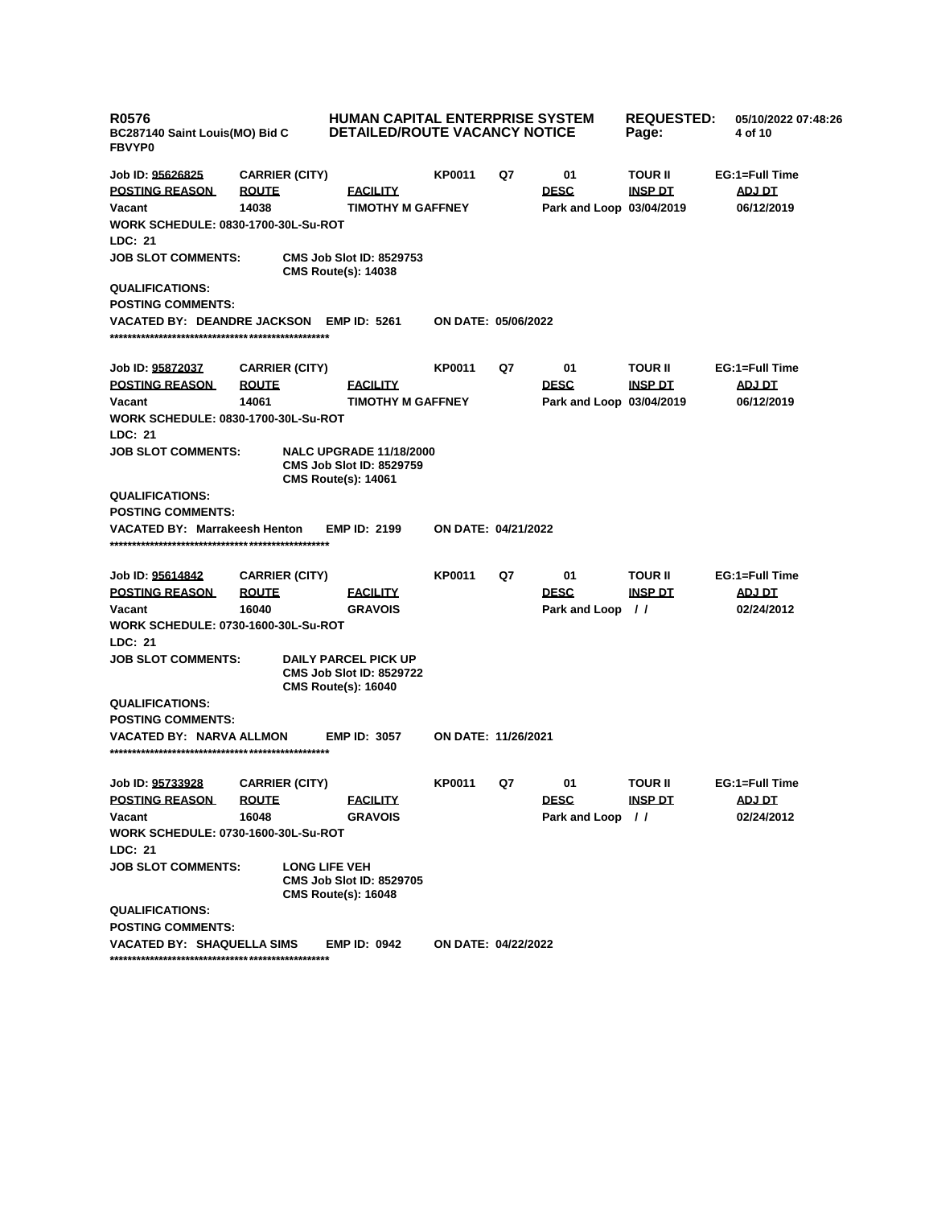**R0576** — **HUMAN CAPITAL ENTERPRISE SYSTEM** — **REQUESTED:** 05/10/2022 07:48:26

**BC287140 Saint Louis(MO) Bid C** — **DETAILED/ROUTE VACANCY NOTICE**

**FBVYP0**

| Job ID: 95626825 | CARRIER (CITY) | | KP0011 | Q7 | 01 | TOUR II | EG:1=Full Time |
|---|---|---|---|---|---|---|---|
| POSTING REASON | ROUTE | FACILITY | | | DESC | INSP DT | ADJ DT |
| Vacant | 14038 | TIMOTHY M GAFFNEY | | | Park and Loop | 03/04/2019 | 06/12/2019 |

**WORK SCHEDULE:** 0830-1700-30L-Su-ROT

**LDC:** 21

**JOB SLOT COMMENTS:**
CMS Job Slot ID: 8529753
CMS Route(s): 14038

**QUALIFICATIONS:**

**POSTING COMMENTS:**

**VACATED BY:** DEANDRE JACKSON **EMP ID:** 5261 **ON DATE:** 05/06/2022

**************************************************

| Job ID: 95872037 | CARRIER (CITY) | | KP0011 | Q7 | 01 | TOUR II | EG:1=Full Time |
|---|---|---|---|---|---|---|---|
| POSTING REASON | ROUTE | FACILITY | | | DESC | INSP DT | ADJ DT |
| Vacant | 14061 | TIMOTHY M GAFFNEY | | | Park and Loop | 03/04/2019 | 06/12/2019 |

**WORK SCHEDULE:** 0830-1700-30L-Su-ROT

**LDC:** 21

**JOB SLOT COMMENTS:**
NALC UPGRADE 11/18/2000
CMS Job Slot ID: 8529759
CMS Route(s): 14061

**QUALIFICATIONS:**

**POSTING COMMENTS:**

**VACATED BY:** Marrakeesh Henton **EMP ID:** 2199 **ON DATE:** 04/21/2022

**************************************************

| Job ID: 95614842 | CARRIER (CITY) | | KP0011 | Q7 | 01 | TOUR II | EG:1=Full Time |
|---|---|---|---|---|---|---|---|
| POSTING REASON | ROUTE | FACILITY | | | DESC | INSP DT | ADJ DT |
| Vacant | 16040 | GRAVOIS | | | Park and Loop | / / | 02/24/2012 |

**WORK SCHEDULE:** 0730-1600-30L-Su-ROT

**LDC:** 21

**JOB SLOT COMMENTS:**
DAILY PARCEL PICK UP
CMS Job Slot ID: 8529722
CMS Route(s): 16040

**QUALIFICATIONS:**

**POSTING COMMENTS:**

**VACATED BY:** NARVA ALLMON **EMP ID:** 3057 **ON DATE:** 11/26/2021

**************************************************

| Job ID: 95733928 | CARRIER (CITY) | | KP0011 | Q7 | 01 | TOUR II | EG:1=Full Time |
|---|---|---|---|---|---|---|---|
| POSTING REASON | ROUTE | FACILITY | | | DESC | INSP DT | ADJ DT |
| Vacant | 16048 | GRAVOIS | | | Park and Loop | / / | 02/24/2012 |

**WORK SCHEDULE:** 0730-1600-30L-Su-ROT

**LDC:** 21

**JOB SLOT COMMENTS:**
LONG LIFE VEH
CMS Job Slot ID: 8529705
CMS Route(s): 16048

**QUALIFICATIONS:**

**POSTING COMMENTS:**

**VACATED BY:** SHAQUELLA SIMS **EMP ID:** 0942 **ON DATE:** 04/22/2022

**************************************************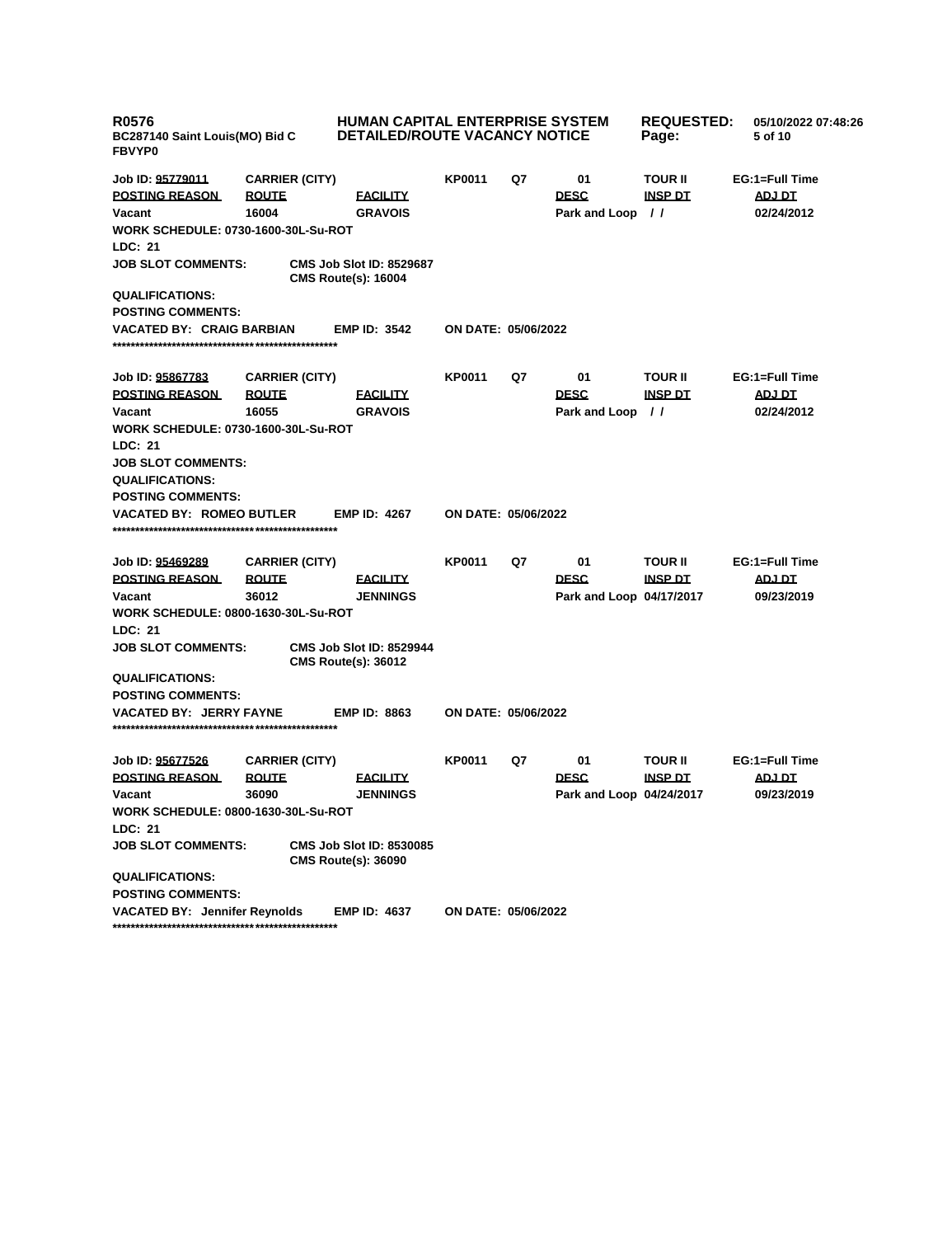**R0576** | **HUMAN CAPITAL ENTERPRISE SYSTEM** | **REQUESTED:** 05/10/2022 07:48:26
**BC287140 Saint Louis(MO) Bid C** | **DETAILED/ROUTE VACANCY NOTICE**
**FBVYP0**

| Job ID: 95779011 | CARRIER (CITY) | | KP0011 | Q7 | 01 | TOUR II | EG:1=Full Time |
|---|---|---|---|---|---|---|---|
| **POSTING REASON** | **ROUTE** | **FACILITY** | | | **DESC** | **INSP DT** | **ADJ DT** |
| Vacant | 16004 | GRAVOIS | | | Park and Loop | / / | 02/24/2012 |

**WORK SCHEDULE:** 0730-1600-30L-Su-ROT
**LDC:** 21
**JOB SLOT COMMENTS:** CMS Job Slot ID: 8529687
CMS Route(s): 16004
**QUALIFICATIONS:**
**POSTING COMMENTS:**
**VACATED BY:** CRAIG BARBIAN **EMP ID:** 3542 **ON DATE:** 05/06/2022

\*\*\*\*\*\*\*\*\*\*\*\*\*\*\*\*\*\*\*\*\*\*\*\*\*\*\*\*\*\*\*\*\*\*\*\*\*\*\*\*\*\*\*\*\*\*\*\*\*\*\*\*\*\*\*\*\*\*\*\*\*\*\*\*\*\*

| Job ID: 95867783 | CARRIER (CITY) | | KP0011 | Q7 | 01 | TOUR II | EG:1=Full Time |
|---|---|---|---|---|---|---|---|
| **POSTING REASON** | **ROUTE** | **FACILITY** | | | **DESC** | **INSP DT** | **ADJ DT** |
| Vacant | 16055 | GRAVOIS | | | Park and Loop | / / | 02/24/2012 |

**WORK SCHEDULE:** 0730-1600-30L-Su-ROT
**LDC:** 21
**JOB SLOT COMMENTS:**
**QUALIFICATIONS:**
**POSTING COMMENTS:**
**VACATED BY:** ROMEO BUTLER **EMP ID:** 4267 **ON DATE:** 05/06/2022

\*\*\*\*\*\*\*\*\*\*\*\*\*\*\*\*\*\*\*\*\*\*\*\*\*\*\*\*\*\*\*\*\*\*\*\*\*\*\*\*\*\*\*\*\*\*\*\*\*\*\*\*\*\*\*\*\*\*\*\*\*\*\*\*\*\*

| Job ID: 95469289 | CARRIER (CITY) | | KP0011 | Q7 | 01 | TOUR II | EG:1=Full Time |
|---|---|---|---|---|---|---|---|
| **POSTING REASON** | **ROUTE** | **FACILITY** | | | **DESC** | **INSP DT** | **ADJ DT** |
| Vacant | 36012 | JENNINGS | | | Park and Loop | 04/17/2017 | 09/23/2019 |

**WORK SCHEDULE:** 0800-1630-30L-Su-ROT
**LDC:** 21
**JOB SLOT COMMENTS:** CMS Job Slot ID: 8529944
CMS Route(s): 36012
**QUALIFICATIONS:**
**POSTING COMMENTS:**
**VACATED BY:** JERRY FAYNE **EMP ID:** 8863 **ON DATE:** 05/06/2022

\*\*\*\*\*\*\*\*\*\*\*\*\*\*\*\*\*\*\*\*\*\*\*\*\*\*\*\*\*\*\*\*\*\*\*\*\*\*\*\*\*\*\*\*\*\*\*\*\*\*\*\*\*\*\*\*\*\*\*\*\*\*\*\*\*\*

| Job ID: 95677526 | CARRIER (CITY) | | KP0011 | Q7 | 01 | TOUR II | EG:1=Full Time |
|---|---|---|---|---|---|---|---|
| **POSTING REASON** | **ROUTE** | **FACILITY** | | | **DESC** | **INSP DT** | **ADJ DT** |
| Vacant | 36090 | JENNINGS | | | Park and Loop | 04/24/2017 | 09/23/2019 |

**WORK SCHEDULE:** 0800-1630-30L-Su-ROT
**LDC:** 21
**JOB SLOT COMMENTS:** CMS Job Slot ID: 8530085
CMS Route(s): 36090
**QUALIFICATIONS:**
**POSTING COMMENTS:**
**VACATED BY:** Jennifer Reynolds **EMP ID:** 4637 **ON DATE:** 05/06/2022

\*\*\*\*\*\*\*\*\*\*\*\*\*\*\*\*\*\*\*\*\*\*\*\*\*\*\*\*\*\*\*\*\*\*\*\*\*\*\*\*\*\*\*\*\*\*\*\*\*\*\*\*\*\*\*\*\*\*\*\*\*\*\*\*\*\*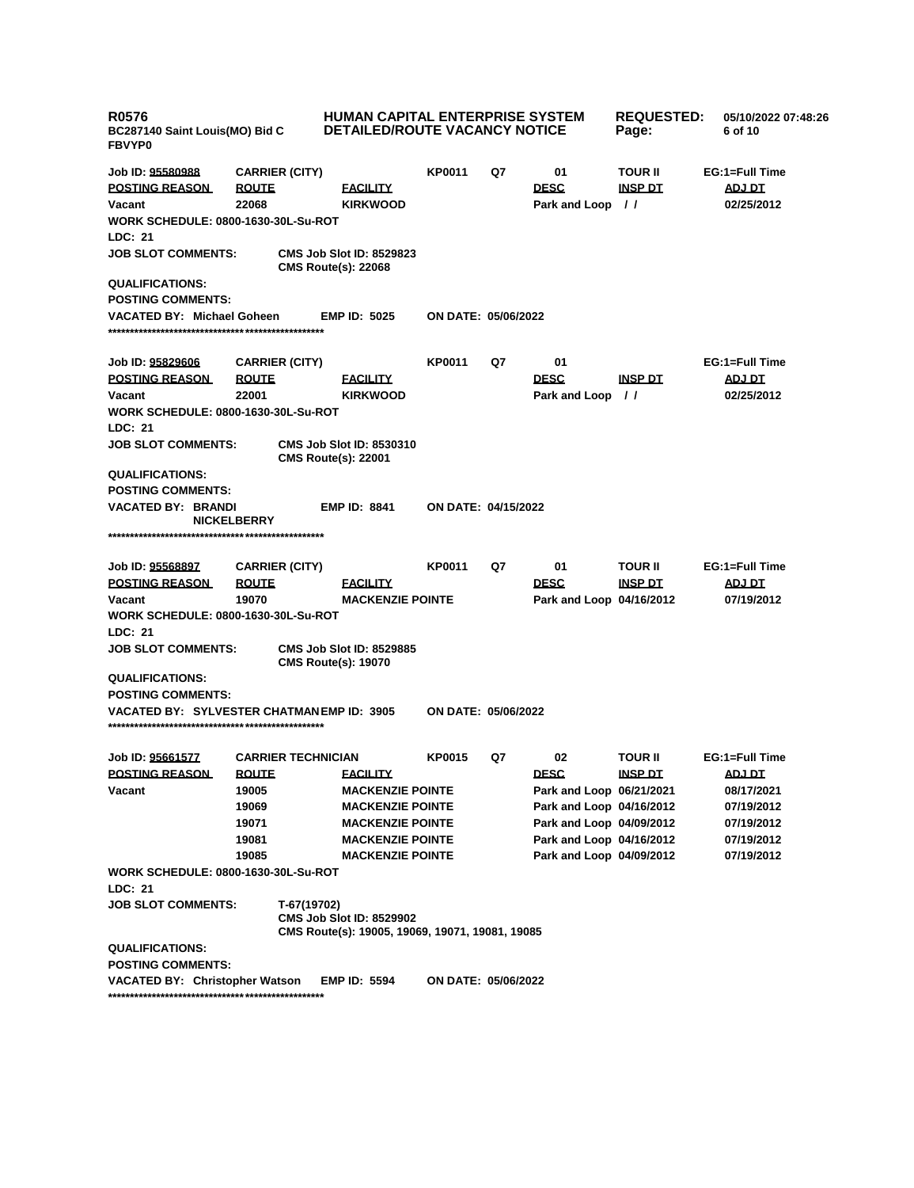**R0576** **HUMAN CAPITAL ENTERPRISE SYSTEM** **REQUESTED:** 05/10/2022 07:48:26
BC287140 Saint Louis(MO) Bid C **DETAILED/ROUTE VACANCY NOTICE**
FBVYP0

| Job ID: 95580988 | CARRIER (CITY) | | KP0011 | Q7 | 01 | TOUR II | EG:1=Full Time |
|---|---|---|---|---|---|---|---|
| **POSTING REASON** | **ROUTE** | **FACILITY** | | | **DESC** | **INSP DT** | **ADJ DT** |
| Vacant | 22068 | KIRKWOOD | | | Park and Loop | / / | 02/25/2012 |

**WORK SCHEDULE:** 0800-1630-30L-Su-ROT
**LDC:** 21
**JOB SLOT COMMENTS:** CMS Job Slot ID: 8529823
CMS Route(s): 22068
**QUALIFICATIONS:**
**POSTING COMMENTS:**
**VACATED BY:** Michael Goheen **EMP ID:** 5025 **ON DATE:** 05/06/2022

************************************************************

| Job ID: 95829606 | CARRIER (CITY) | | KP0011 | Q7 | 01 | | EG:1=Full Time |
|---|---|---|---|---|---|---|---|
| **POSTING REASON** | **ROUTE** | **FACILITY** | | | **DESC** | **INSP DT** | **ADJ DT** |
| Vacant | 22001 | KIRKWOOD | | | Park and Loop | / / | 02/25/2012 |

**WORK SCHEDULE:** 0800-1630-30L-Su-ROT
**LDC:** 21
**JOB SLOT COMMENTS:** CMS Job Slot ID: 8530310
CMS Route(s): 22001
**QUALIFICATIONS:**
**POSTING COMMENTS:**
**VACATED BY:** BRANDI NICKELBERRY **EMP ID:** 8841 **ON DATE:** 04/15/2022

************************************************************

| Job ID: 95568897 | CARRIER (CITY) | | KP0011 | Q7 | 01 | TOUR II | EG:1=Full Time |
|---|---|---|---|---|---|---|---|
| **POSTING REASON** | **ROUTE** | **FACILITY** | | | **DESC** | **INSP DT** | **ADJ DT** |
| Vacant | 19070 | MACKENZIE POINTE | | | Park and Loop | 04/16/2012 | 07/19/2012 |

**WORK SCHEDULE:** 0800-1630-30L-Su-ROT
**LDC:** 21
**JOB SLOT COMMENTS:** CMS Job Slot ID: 8529885
CMS Route(s): 19070
**QUALIFICATIONS:**
**POSTING COMMENTS:**
**VACATED BY:** SYLVESTER CHATMAN **EMP ID:** 3905 **ON DATE:** 05/06/2022

************************************************************

| Job ID: 95661577 | CARRIER TECHNICIAN | | KP0015 | Q7 | 02 | TOUR II | EG:1=Full Time |
|---|---|---|---|---|---|---|---|
| **POSTING REASON** | **ROUTE** | **FACILITY** | | | **DESC** | **INSP DT** | **ADJ DT** |
| Vacant | 19005 | MACKENZIE POINTE | | | Park and Loop | 06/21/2021 | 08/17/2021 |
| | 19069 | MACKENZIE POINTE | | | Park and Loop | 04/16/2012 | 07/19/2012 |
| | 19071 | MACKENZIE POINTE | | | Park and Loop | 04/09/2012 | 07/19/2012 |
| | 19081 | MACKENZIE POINTE | | | Park and Loop | 04/16/2012 | 07/19/2012 |
| | 19085 | MACKENZIE POINTE | | | Park and Loop | 04/09/2012 | 07/19/2012 |

**WORK SCHEDULE:** 0800-1630-30L-Su-ROT
**LDC:** 21
**JOB SLOT COMMENTS:** T-67(19702)
CMS Job Slot ID: 8529902
CMS Route(s): 19005, 19069, 19071, 19081, 19085
**QUALIFICATIONS:**
**POSTING COMMENTS:**
**VACATED BY:** Christopher Watson **EMP ID:** 5594 **ON DATE:** 05/06/2022

************************************************************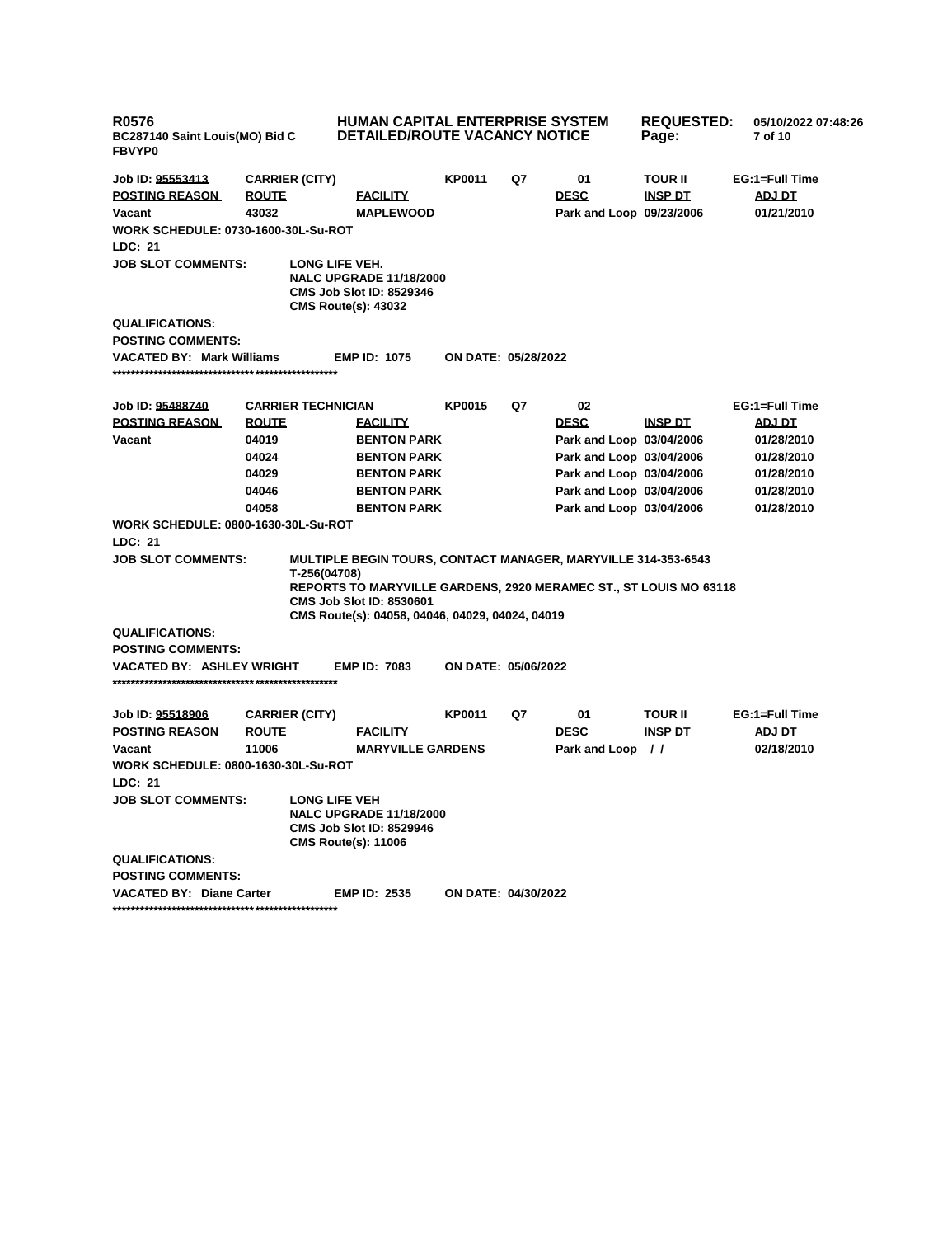Job ID: 95553413 | CARRIER (CITY) | KP0011 | Q7 | 01 | TOUR II | EG:1=Full Time

| POSTING REASON | ROUTE | FACILITY | DESC | INSP DT | ADJ DT |
|---|---|---|---|---|---|
| Vacant | 43032 | MAPLEWOOD | Park and Loop | 09/23/2006 | 01/21/2010 |

**WORK SCHEDULE:** 0730-1600-30L-Su-ROT

**LDC:** 21

**JOB SLOT COMMENTS:**
LONG LIFE VEH.
NALC UPGRADE 11/18/2000
CMS Job Slot ID: 8529346
CMS Route(s): 43032

**QUALIFICATIONS:**

**POSTING COMMENTS:**

**VACATED BY:** Mark Williams | **EMP ID:** 1075 | **ON DATE:** 05/28/2022

**************************************************

Job ID: 95488740 | CARRIER TECHNICIAN | KP0015 | Q7 | 02 | EG:1=Full Time

| POSTING REASON | ROUTE | FACILITY | DESC | INSP DT | ADJ DT |
|---|---|---|---|---|---|
| Vacant | 04019 | BENTON PARK | Park and Loop | 03/04/2006 | 01/28/2010 |
| | 04024 | BENTON PARK | Park and Loop | 03/04/2006 | 01/28/2010 |
| | 04029 | BENTON PARK | Park and Loop | 03/04/2006 | 01/28/2010 |
| | 04046 | BENTON PARK | Park and Loop | 03/04/2006 | 01/28/2010 |
| | 04058 | BENTON PARK | Park and Loop | 03/04/2006 | 01/28/2010 |

**WORK SCHEDULE:** 0800-1630-30L-Su-ROT

**LDC:** 21

**JOB SLOT COMMENTS:**
MULTIPLE BEGIN TOURS, CONTACT MANAGER, MARYVILLE 314-353-6543
T-256(04708)
REPORTS TO MARYVILLE GARDENS, 2920 MERAMEC ST., ST LOUIS MO 63118
CMS Job Slot ID: 8530601
CMS Route(s): 04058, 04046, 04029, 04024, 04019

**QUALIFICATIONS:**

**POSTING COMMENTS:**

**VACATED BY:** ASHLEY WRIGHT | **EMP ID:** 7083 | **ON DATE:** 05/06/2022

**************************************************

Job ID: 95518906 | CARRIER (CITY) | KP0011 | Q7 | 01 | TOUR II | EG:1=Full Time

| POSTING REASON | ROUTE | FACILITY | DESC | INSP DT | ADJ DT |
|---|---|---|---|---|---|
| Vacant | 11006 | MARYVILLE GARDENS | Park and Loop | / / | 02/18/2010 |

**WORK SCHEDULE:** 0800-1630-30L-Su-ROT

**LDC:** 21

**JOB SLOT COMMENTS:**
LONG LIFE VEH
NALC UPGRADE 11/18/2000
CMS Job Slot ID: 8529946
CMS Route(s): 11006

**QUALIFICATIONS:**

**POSTING COMMENTS:**

**VACATED BY:** Diane Carter | **EMP ID:** 2535 | **ON DATE:** 04/30/2022

**************************************************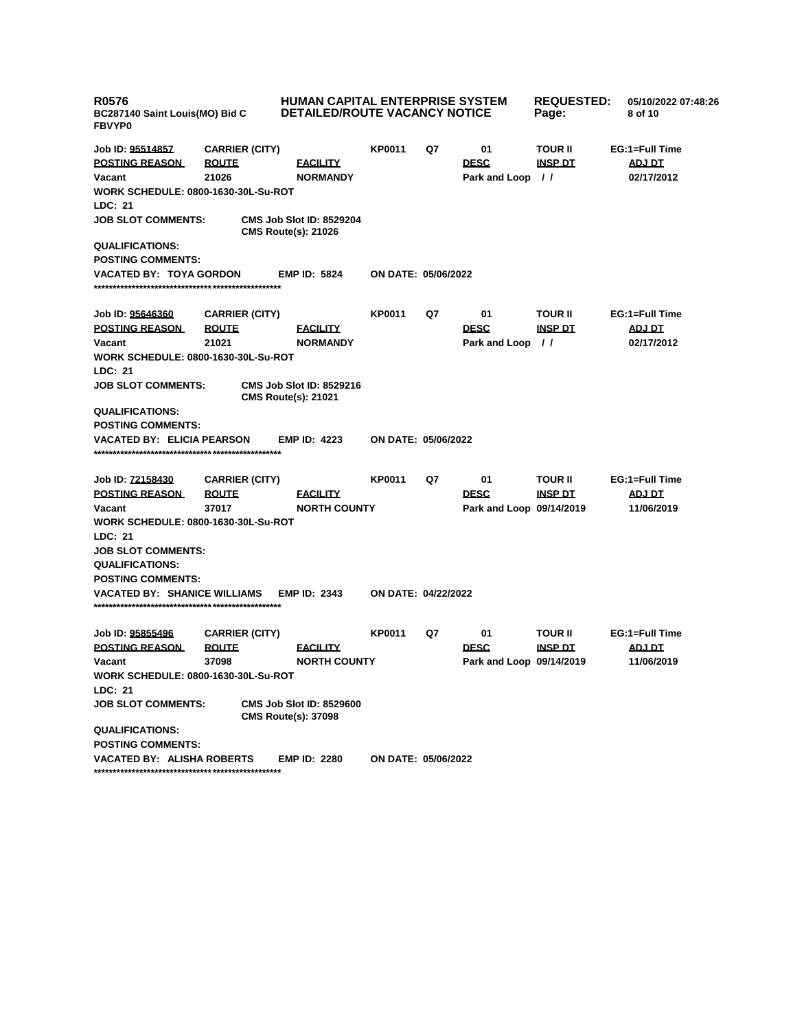**R0576**
**BC287140 Saint Louis(MO) Bid C**
**FBVYP0**

**HUMAN CAPITAL ENTERPRISE SYSTEM**
**DETAILED/ROUTE VACANCY NOTICE**

**REQUESTED:** 05/10/2022 07:48:26

---

| Job ID: 95514857 | CARRIER (CITY) | | KP0011 | Q7 | 01 | TOUR II | EG:1=Full Time |
|---|---|---|---|---|---|---|---|
| **POSTING REASON** | **ROUTE** | **FACILITY** | | | **DESC** | **INSP DT** | **ADJ DT** |
| Vacant | 21026 | NORMANDY | | | Park and Loop | / / | 02/17/2012 |

**WORK SCHEDULE:** 0800-1630-30L-Su-ROT
**LDC:** 21
**JOB SLOT COMMENTS:** CMS Job Slot ID: 8529204
CMS Route(s): 21026
**QUALIFICATIONS:**
**POSTING COMMENTS:**
**VACATED BY:** TOYA GORDON **EMP ID:** 5824 **ON DATE:** 05/06/2022

****************************************************

| Job ID: 95646360 | CARRIER (CITY) | | KP0011 | Q7 | 01 | TOUR II | EG:1=Full Time |
|---|---|---|---|---|---|---|---|
| **POSTING REASON** | **ROUTE** | **FACILITY** | | | **DESC** | **INSP DT** | **ADJ DT** |
| Vacant | 21021 | NORMANDY | | | Park and Loop | / / | 02/17/2012 |

**WORK SCHEDULE:** 0800-1630-30L-Su-ROT
**LDC:** 21
**JOB SLOT COMMENTS:** CMS Job Slot ID: 8529216
CMS Route(s): 21021
**QUALIFICATIONS:**
**POSTING COMMENTS:**
**VACATED BY:** ELICIA PEARSON **EMP ID:** 4223 **ON DATE:** 05/06/2022

****************************************************

| Job ID: 72158430 | CARRIER (CITY) | | KP0011 | Q7 | 01 | TOUR II | EG:1=Full Time |
|---|---|---|---|---|---|---|---|
| **POSTING REASON** | **ROUTE** | **FACILITY** | | | **DESC** | **INSP DT** | **ADJ DT** |
| Vacant | 37017 | NORTH COUNTY | | | Park and Loop | 09/14/2019 | 11/06/2019 |

**WORK SCHEDULE:** 0800-1630-30L-Su-ROT
**LDC:** 21
**JOB SLOT COMMENTS:**
**QUALIFICATIONS:**
**POSTING COMMENTS:**
**VACATED BY:** SHANICE WILLIAMS **EMP ID:** 2343 **ON DATE:** 04/22/2022

****************************************************

| Job ID: 95855496 | CARRIER (CITY) | | KP0011 | Q7 | 01 | TOUR II | EG:1=Full Time |
|---|---|---|---|---|---|---|---|
| **POSTING REASON** | **ROUTE** | **FACILITY** | | | **DESC** | **INSP DT** | **ADJ DT** |
| Vacant | 37098 | NORTH COUNTY | | | Park and Loop | 09/14/2019 | 11/06/2019 |

**WORK SCHEDULE:** 0800-1630-30L-Su-ROT
**LDC:** 21
**JOB SLOT COMMENTS:** CMS Job Slot ID: 8529600
CMS Route(s): 37098
**QUALIFICATIONS:**
**POSTING COMMENTS:**
**VACATED BY:** ALISHA ROBERTS **EMP ID:** 2280 **ON DATE:** 05/06/2022

****************************************************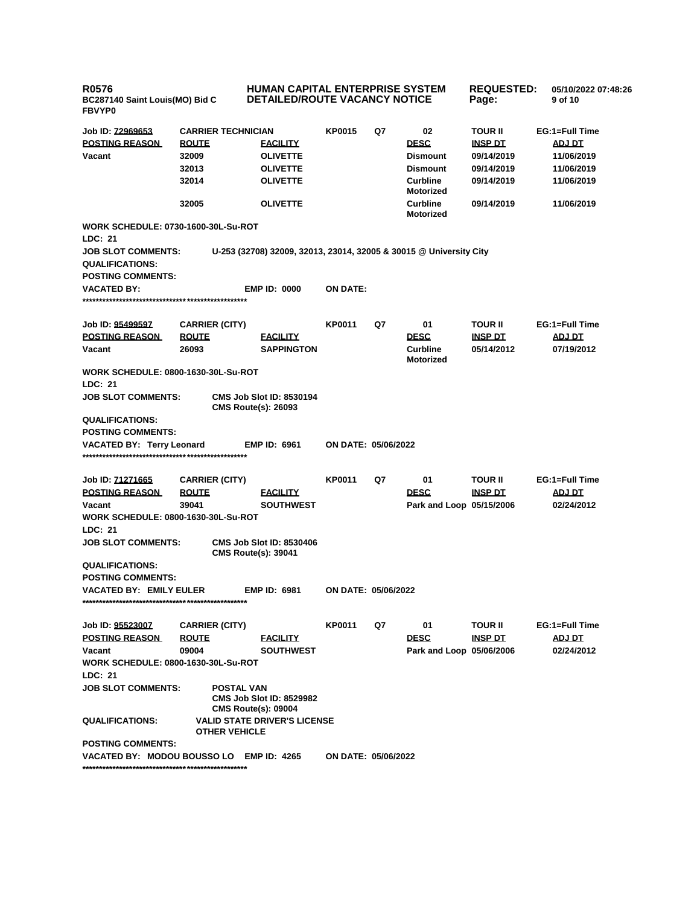**R0576** **HUMAN CAPITAL ENTERPRISE SYSTEM** **REQUESTED:** 05/10/2022 07:48:26
**BC287140 Saint Louis(MO) Bid C** **DETAILED/ROUTE VACANCY NOTICE**
**FBVYP0**

| Job ID: 72969653 | CARRIER TECHNICIAN | | KP0015 | Q7 | 02 | TOUR II | EG:1=Full Time |
|---|---|---|---|---|---|---|---|
| **POSTING REASON** | **ROUTE** | **FACILITY** | | | **DESC** | **INSP DT** | **ADJ DT** |
| Vacant | 32009 | OLIVETTE | | | Dismount | 09/14/2019 | 11/06/2019 |
| | 32013 | OLIVETTE | | | Dismount | 09/14/2019 | 11/06/2019 |
| | 32014 | OLIVETTE | | | Curbline Motorized | 09/14/2019 | 11/06/2019 |
| | 32005 | OLIVETTE | | | Curbline Motorized | 09/14/2019 | 11/06/2019 |

**WORK SCHEDULE:** 0730-1600-30L-Su-ROT
**LDC:** 21
**JOB SLOT COMMENTS:** U-253 (32708) 32009, 32013, 23014, 32005 & 30015 @ University City
**QUALIFICATIONS:**
**POSTING COMMENTS:**
**VACATED BY:** **EMP ID:** 0000 **ON DATE:**

***************************************************

| Job ID: 95499597 | CARRIER (CITY) | | KP0011 | Q7 | 01 | TOUR II | EG:1=Full Time |
|---|---|---|---|---|---|---|---|
| **POSTING REASON** | **ROUTE** | **FACILITY** | | | **DESC** | **INSP DT** | **ADJ DT** |
| Vacant | 26093 | SAPPINGTON | | | Curbline Motorized | 05/14/2012 | 07/19/2012 |

**WORK SCHEDULE:** 0800-1630-30L-Su-ROT
**LDC:** 21
**JOB SLOT COMMENTS:** CMS Job Slot ID: 8530194
CMS Route(s): 26093
**QUALIFICATIONS:**
**POSTING COMMENTS:**
**VACATED BY:** Terry Leonard **EMP ID:** 6961 **ON DATE:** 05/06/2022

***************************************************

| Job ID: 71271665 | CARRIER (CITY) | | KP0011 | Q7 | 01 | TOUR II | EG:1=Full Time |
|---|---|---|---|---|---|---|---|
| **POSTING REASON** | **ROUTE** | **FACILITY** | | | **DESC** | **INSP DT** | **ADJ DT** |
| Vacant | 39041 | SOUTHWEST | | | Park and Loop | 05/15/2006 | 02/24/2012 |

**WORK SCHEDULE:** 0800-1630-30L-Su-ROT
**LDC:** 21
**JOB SLOT COMMENTS:** CMS Job Slot ID: 8530406
CMS Route(s): 39041
**QUALIFICATIONS:**
**POSTING COMMENTS:**
**VACATED BY:** EMILY EULER **EMP ID:** 6981 **ON DATE:** 05/06/2022

***************************************************

| Job ID: 95523007 | CARRIER (CITY) | | KP0011 | Q7 | 01 | TOUR II | EG:1=Full Time |
|---|---|---|---|---|---|---|---|
| **POSTING REASON** | **ROUTE** | **FACILITY** | | | **DESC** | **INSP DT** | **ADJ DT** |
| Vacant | 09004 | SOUTHWEST | | | Park and Loop | 05/06/2006 | 02/24/2012 |

**WORK SCHEDULE:** 0800-1630-30L-Su-ROT
**LDC:** 21
**JOB SLOT COMMENTS:** POSTAL VAN
CMS Job Slot ID: 8529982
CMS Route(s): 09004
**QUALIFICATIONS:** VALID STATE DRIVER'S LICENSE
OTHER VEHICLE
**POSTING COMMENTS:**
**VACATED BY:** MODOU BOUSSO LO **EMP ID:** 4265 **ON DATE:** 05/06/2022

***************************************************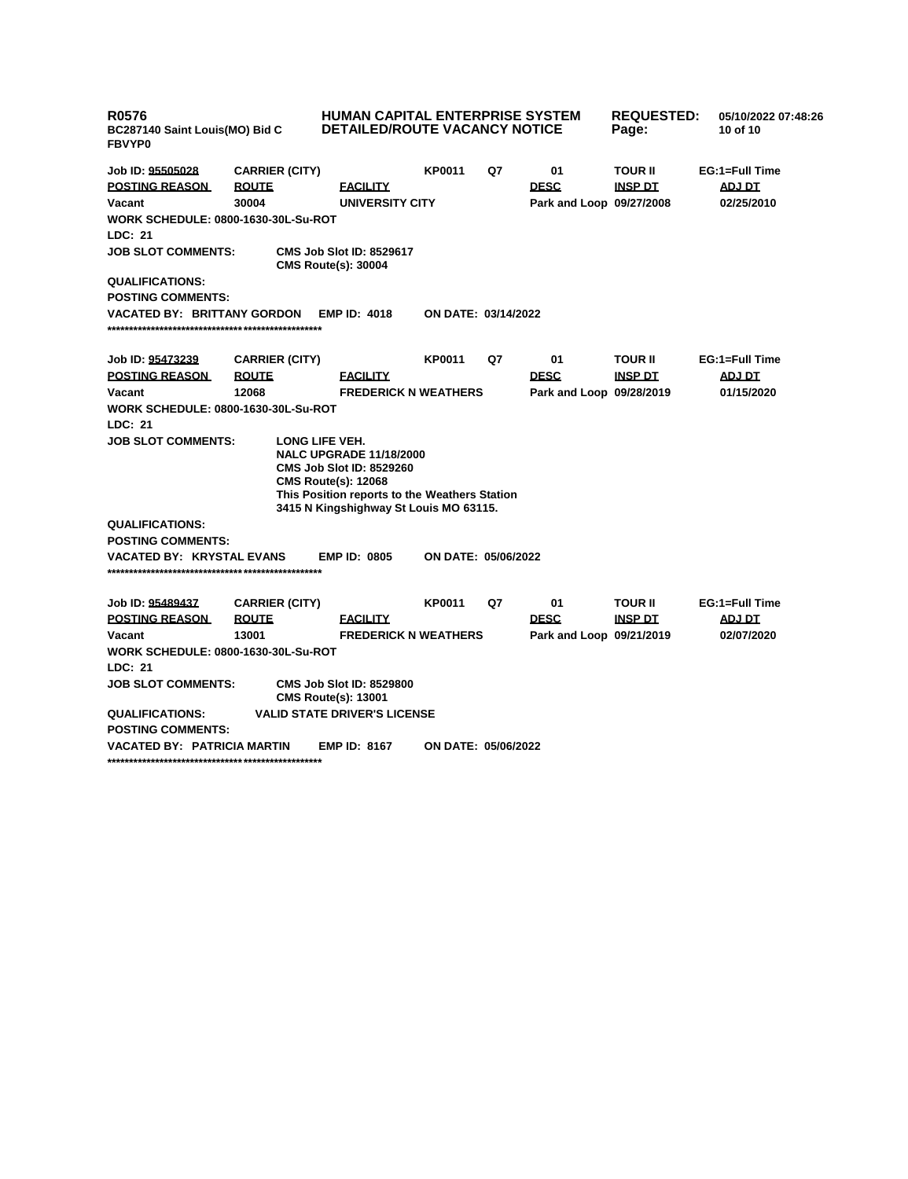**R0576** **HUMAN CAPITAL ENTERPRISE SYSTEM** **REQUESTED:** 05/10/2022 07:48:26
**BC287140 Saint Louis(MO) Bid C** **DETAILED/ROUTE VACANCY NOTICE**
**FBVYP0**

| Job ID: 95505028 | CARRIER (CITY) | | KP0011 | Q7 | 01 | TOUR II | EG:1=Full Time |
|---|---|---|---|---|---|---|---|
| **POSTING REASON** | **ROUTE** | **FACILITY** | | | **DESC** | **INSP DT** | **ADJ DT** |
| Vacant | 30004 | UNIVERSITY CITY | | | Park and Loop | 09/27/2008 | 02/25/2010 |

**WORK SCHEDULE: 0800-1630-30L-Su-ROT**

**LDC: 21**

**JOB SLOT COMMENTS:** CMS Job Slot ID: 8529617
CMS Route(s): 30004

**QUALIFICATIONS:**

**POSTING COMMENTS:**

**VACATED BY: BRITTANY GORDON** **EMP ID: 4018** **ON DATE: 03/14/2022**

**************************************************

| Job ID: 95473239 | CARRIER (CITY) | | KP0011 | Q7 | 01 | TOUR II | EG:1=Full Time |
|---|---|---|---|---|---|---|---|
| **POSTING REASON** | **ROUTE** | **FACILITY** | | | **DESC** | **INSP DT** | **ADJ DT** |
| Vacant | 12068 | FREDERICK N WEATHERS | | | Park and Loop | 09/28/2019 | 01/15/2020 |

**WORK SCHEDULE: 0800-1630-30L-Su-ROT**

**LDC: 21**

**JOB SLOT COMMENTS:** LONG LIFE VEH.
NALC UPGRADE 11/18/2000
CMS Job Slot ID: 8529260
CMS Route(s): 12068
This Position reports to the Weathers Station
3415 N Kingshighway St Louis MO 63115.

**QUALIFICATIONS:**

**POSTING COMMENTS:**

**VACATED BY: KRYSTAL EVANS** **EMP ID: 0805** **ON DATE: 05/06/2022**

**************************************************

| Job ID: 95489437 | CARRIER (CITY) | | KP0011 | Q7 | 01 | TOUR II | EG:1=Full Time |
|---|---|---|---|---|---|---|---|
| **POSTING REASON** | **ROUTE** | **FACILITY** | | | **DESC** | **INSP DT** | **ADJ DT** |
| Vacant | 13001 | FREDERICK N WEATHERS | | | Park and Loop | 09/21/2019 | 02/07/2020 |

**WORK SCHEDULE: 0800-1630-30L-Su-ROT**

**LDC: 21**

**JOB SLOT COMMENTS:** CMS Job Slot ID: 8529800
CMS Route(s): 13001

**QUALIFICATIONS:** VALID STATE DRIVER'S LICENSE

**POSTING COMMENTS:**

**VACATED BY: PATRICIA MARTIN** **EMP ID: 8167** **ON DATE: 05/06/2022**

**************************************************